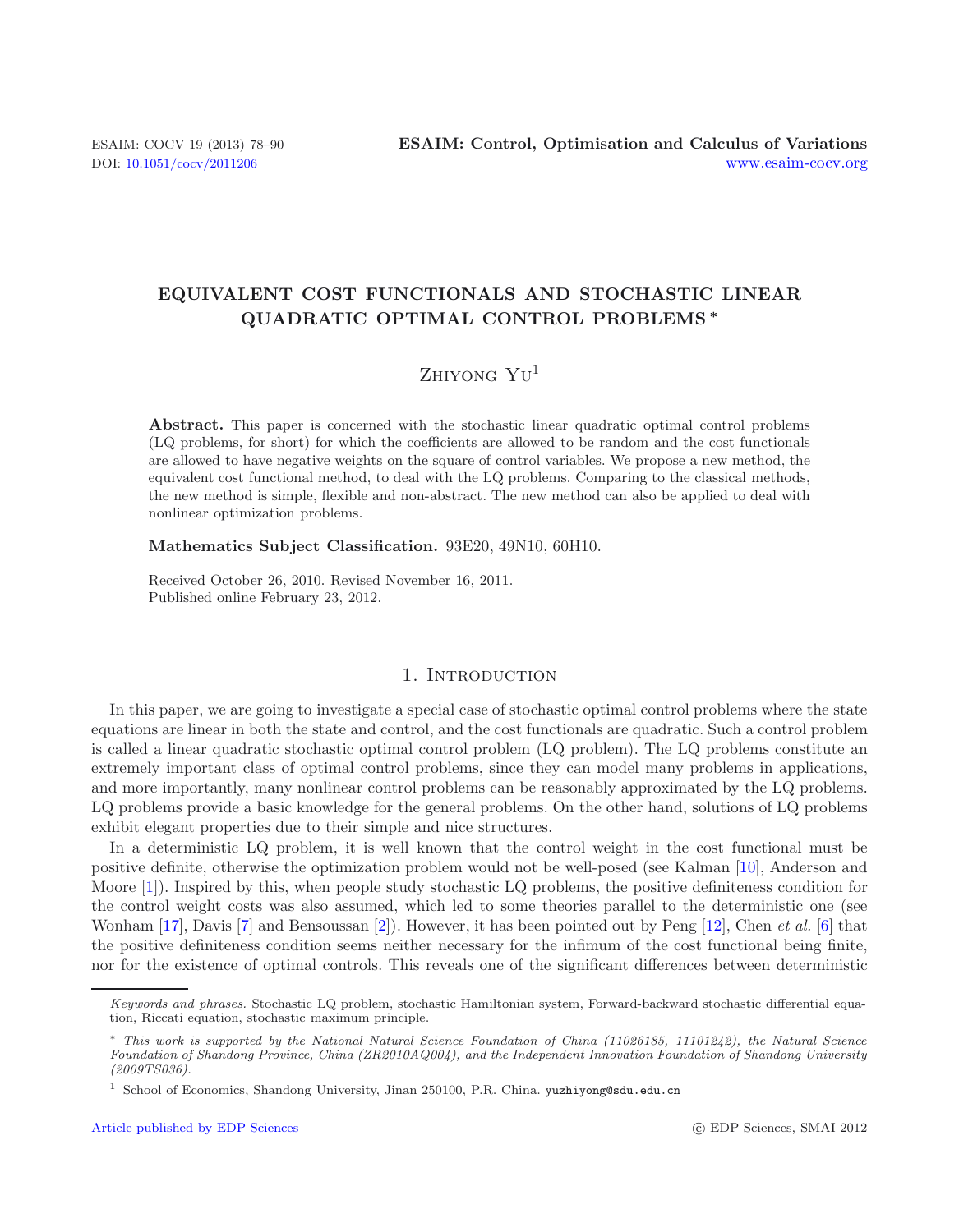# EQUIVALENT COST FUNCTIONALS AND STOCHASTIC LINEAR QUADRATIC OPTIMAL CONTROL PROBLEMS *

Zhiyong Yu[1]

**Abstract.** This paper is concerned with the stochastic linear quadratic optimal control problems (LQ problems, for short) for which the coefficients are allowed to be random and the cost functionals are allowed to have negative weights on the square of control variables. We propose a new method, the equivalent cost functional method, to deal with the LQ problems. Comparing to the classical methods, the new method is simple, flexible and non-abstract. The new method can also be applied to deal with nonlinear optimization problems.

**Mathematics Subject Classification.** 93E20, 49N10, 60H10.

Received October 26, 2010. Revised November 16, 2011.
Published online February 23, 2012.

## 1. Introduction

In this paper, we are going to investigate a special case of stochastic optimal control problems where the state equations are linear in both the state and control, and the cost functionals are quadratic. Such a control problem is called a linear quadratic stochastic optimal control problem (LQ problem). The LQ problems constitute an extremely important class of optimal control problems, since they can model many problems in applications, and more importantly, many nonlinear control problems can be reasonably approximated by the LQ problems. LQ problems provide a basic knowledge for the general problems. On the other hand, solutions of LQ problems exhibit elegant properties due to their simple and nice structures.

In a deterministic LQ problem, it is well known that the control weight in the cost functional must be positive definite, otherwise the optimization problem would not be well-posed (see Kalman [10], Anderson and Moore [1]). Inspired by this, when people study stochastic LQ problems, the positive definiteness condition for the control weight costs was also assumed, which led to some theories parallel to the deterministic one (see Wonham [17], Davis [7] and Bensoussan [2]). However, it has been pointed out by Peng [12], Chen *et al.* [6] that the positive definiteness condition seems neither necessary for the infimum of the cost functional being finite, nor for the existence of optimal controls. This reveals one of the significant differences between deterministic

---

*Keywords and phrases.* Stochastic LQ problem, stochastic Hamiltonian system, Forward-backward stochastic differential equation, Riccati equation, stochastic maximum principle.

\* *This work is supported by the National Natural Science Foundation of China (11026185, 11101242), the Natural Science Foundation of Shandong Province, China (ZR2010AQ004), and the Independent Innovation Foundation of Shandong University (2009TS036).*

[1] School of Economics, Shandong University, Jinan 250100, P.R. China. yuzhiyong@sdu.edu.cn

Article published by EDP Sciences © EDP Sciences, SMAI 2012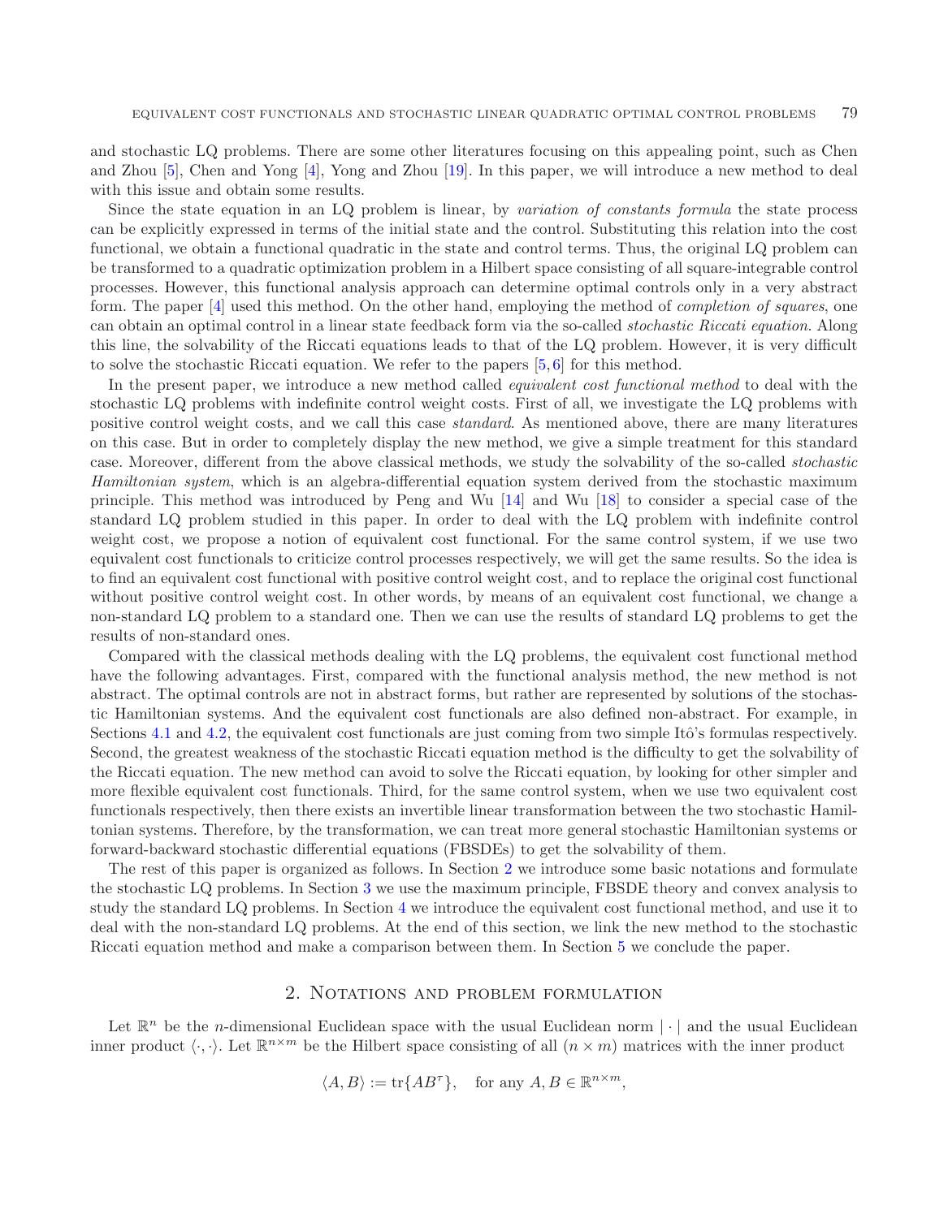and stochastic LQ problems. There are some other literatures focusing on this appealing point, such as Chen and Zhou [5], Chen and Yong [4], Yong and Zhou [19]. In this paper, we will introduce a new method to deal with this issue and obtain some results.

Since the state equation in an LQ problem is linear, by *variation of constants formula* the state process can be explicitly expressed in terms of the initial state and the control. Substituting this relation into the cost functional, we obtain a functional quadratic in the state and control terms. Thus, the original LQ problem can be transformed to a quadratic optimization problem in a Hilbert space consisting of all square-integrable control processes. However, this functional analysis approach can determine optimal controls only in a very abstract form. The paper [4] used this method. On the other hand, employing the method of *completion of squares*, one can obtain an optimal control in a linear state feedback form via the so-called *stochastic Riccati equation*. Along this line, the solvability of the Riccati equations leads to that of the LQ problem. However, it is very difficult to solve the stochastic Riccati equation. We refer to the papers [5, 6] for this method.

In the present paper, we introduce a new method called *equivalent cost functional method* to deal with the stochastic LQ problems with indefinite control weight costs. First of all, we investigate the LQ problems with positive control weight costs, and we call this case *standard*. As mentioned above, there are many literatures on this case. But in order to completely display the new method, we give a simple treatment for this standard case. Moreover, different from the above classical methods, we study the solvability of the so-called *stochastic Hamiltonian system*, which is an algebra-differential equation system derived from the stochastic maximum principle. This method was introduced by Peng and Wu [14] and Wu [18] to consider a special case of the standard LQ problem studied in this paper. In order to deal with the LQ problem with indefinite control weight cost, we propose a notion of equivalent cost functional. For the same control system, if we use two equivalent cost functionals to criticize control processes respectively, we will get the same results. So the idea is to find an equivalent cost functional with positive control weight cost, and to replace the original cost functional without positive control weight cost. In other words, by means of an equivalent cost functional, we change a non-standard LQ problem to a standard one. Then we can use the results of standard LQ problems to get the results of non-standard ones.

Compared with the classical methods dealing with the LQ problems, the equivalent cost functional method have the following advantages. First, compared with the functional analysis method, the new method is not abstract. The optimal controls are not in abstract forms, but rather are represented by solutions of the stochastic Hamiltonian systems. And the equivalent cost functionals are also defined non-abstract. For example, in Sections 4.1 and 4.2, the equivalent cost functionals are just coming from two simple Itô's formulas respectively. Second, the greatest weakness of the stochastic Riccati equation method is the difficulty to get the solvability of the Riccati equation. The new method can avoid to solve the Riccati equation, by looking for other simpler and more flexible equivalent cost functionals. Third, for the same control system, when we use two equivalent cost functionals respectively, then there exists an invertible linear transformation between the two stochastic Hamiltonian systems. Therefore, by the transformation, we can treat more general stochastic Hamiltonian systems or forward-backward stochastic differential equations (FBSDEs) to get the solvability of them.

The rest of this paper is organized as follows. In Section 2 we introduce some basic notations and formulate the stochastic LQ problems. In Section 3 we use the maximum principle, FBSDE theory and convex analysis to study the standard LQ problems. In Section 4 we introduce the equivalent cost functional method, and use it to deal with the non-standard LQ problems. At the end of this section, we link the new method to the stochastic Riccati equation method and make a comparison between them. In Section 5 we conclude the paper.

## 2. Notations and problem formulation

Let $\mathbb{R}^n$ be the $n$-dimensional Euclidean space with the usual Euclidean norm $|\cdot|$ and the usual Euclidean inner product $\langle \cdot, \cdot \rangle$. Let $\mathbb{R}^{n\times m}$ be the Hilbert space consisting of all $(n \times m)$ matrices with the inner product

$$\langle A, B \rangle := \mathrm{tr}\{AB^{\tau}\}, \quad \text{for any } A, B \in \mathbb{R}^{n\times m},$$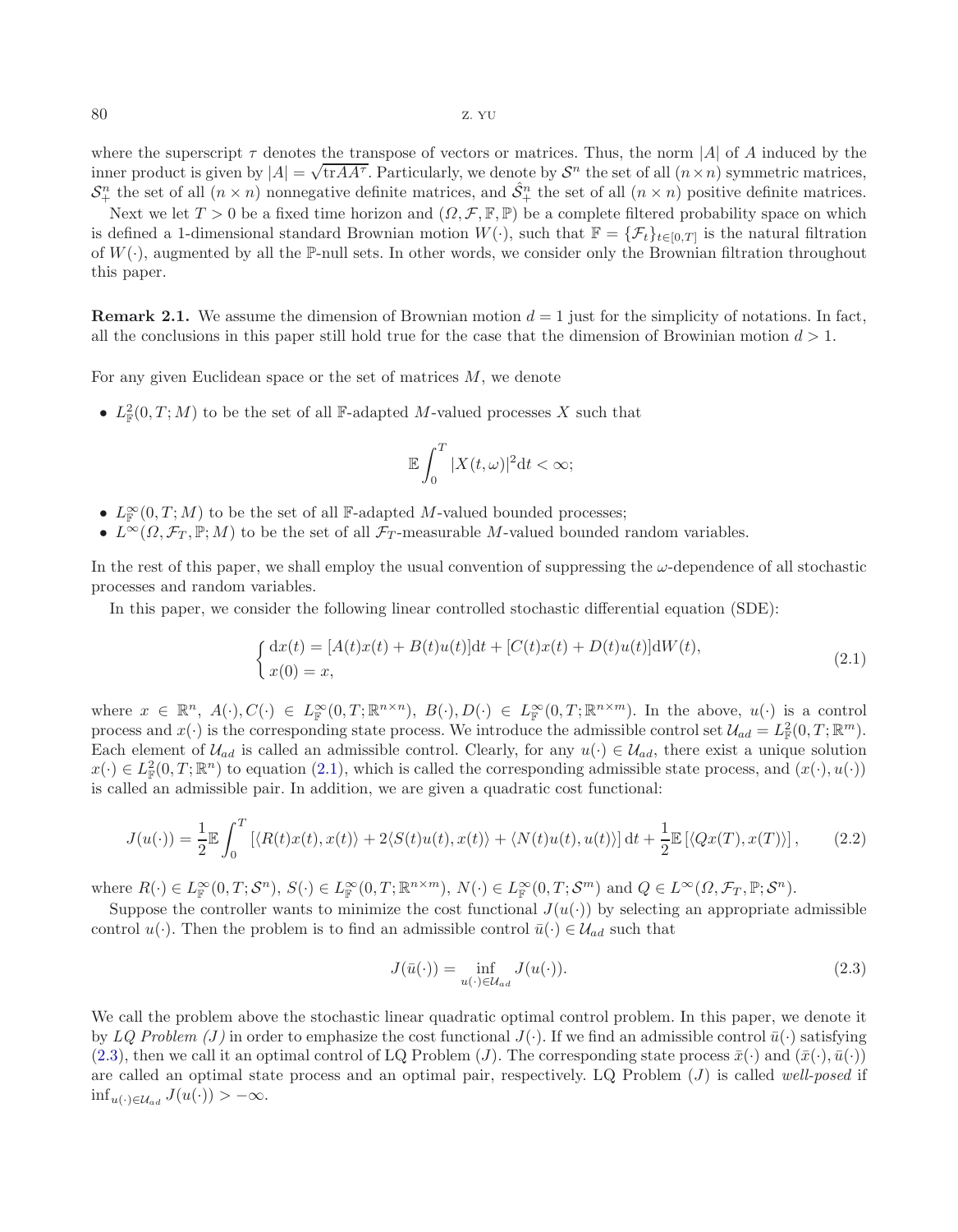where the superscript $\tau$ denotes the transpose of vectors or matrices. Thus, the norm $|A|$ of $A$ induced by the inner product is given by $|A| = \sqrt{\mathrm{tr} AA^\tau}$. Particularly, we denote by $\mathcal{S}^n$ the set of all $(n\times n)$ symmetric matrices, $\mathcal{S}^n_+$ the set of all $(n \times n)$ nonnegative definite matrices, and $\hat{\mathcal{S}}^n_+$ the set of all $(n \times n)$ positive definite matrices.

Next we let $T > 0$ be a fixed time horizon and $(\Omega, \mathcal{F}, \mathbb{F}, \mathbb{P})$ be a complete filtered probability space on which is defined a 1-dimensional standard Brownian motion $W(\cdot)$, such that $\mathbb{F} = \{\mathcal{F}_t\}_{t\in[0,T]}$ is the natural filtration of $W(\cdot)$, augmented by all the $\mathbb{P}$-null sets. In other words, we consider only the Brownian filtration throughout this paper.

**Remark 2.1.** We assume the dimension of Brownian motion $d = 1$ just for the simplicity of notations. In fact, all the conclusions in this paper still hold true for the case that the dimension of Browinian motion $d > 1$.

For any given Euclidean space or the set of matrices $M$, we denote

- $L^2_{\mathbb{F}}(0, T; M)$ to be the set of all $\mathbb{F}$-adapted $M$-valued processes $X$ such that

$$\mathbb{E}\int_0^T |X(t,\omega)|^2 \mathrm{d}t < \infty;$$

- $L^\infty_{\mathbb{F}}(0, T; M)$ to be the set of all $\mathbb{F}$-adapted $M$-valued bounded processes;
- $L^\infty(\Omega, \mathcal{F}_T, \mathbb{P}; M)$ to be the set of all $\mathcal{F}_T$-measurable $M$-valued bounded random variables.

In the rest of this paper, we shall employ the usual convention of suppressing the $\omega$-dependence of all stochastic processes and random variables.

In this paper, we consider the following linear controlled stochastic differential equation (SDE):

$$\begin{cases} \mathrm{d}x(t) = [A(t)x(t) + B(t)u(t)]\mathrm{d}t + [C(t)x(t) + D(t)u(t)]\mathrm{d}W(t), \\ x(0) = x, \end{cases} \tag{2.1}$$

where $x \in \mathbb{R}^n$, $A(\cdot), C(\cdot) \in L^\infty_{\mathbb{F}}(0, T; \mathbb{R}^{n\times n})$, $B(\cdot), D(\cdot) \in L^\infty_{\mathbb{F}}(0, T; \mathbb{R}^{n\times m})$. In the above, $u(\cdot)$ is a control process and $x(\cdot)$ is the corresponding state process. We introduce the admissible control set $\mathcal{U}_{ad} = L^2_{\mathbb{F}}(0, T; \mathbb{R}^m)$. Each element of $\mathcal{U}_{ad}$ is called an admissible control. Clearly, for any $u(\cdot) \in \mathcal{U}_{ad}$, there exist a unique solution $x(\cdot) \in L^2_{\mathbb{F}}(0, T; \mathbb{R}^n)$ to equation (2.1), which is called the corresponding admissible state process, and $(x(\cdot), u(\cdot))$ is called an admissible pair. In addition, we are given a quadratic cost functional:

$$J(u(\cdot)) = \frac{1}{2}\mathbb{E}\int_0^T [\langle R(t)x(t), x(t)\rangle + 2\langle S(t)u(t), x(t)\rangle + \langle N(t)u(t), u(t)\rangle]\,\mathrm{d}t + \frac{1}{2}\mathbb{E}\left[\langle Qx(T), x(T)\rangle\right], \tag{2.2}$$

where $R(\cdot) \in L^\infty_{\mathbb{F}}(0, T; \mathcal{S}^n)$, $S(\cdot) \in L^\infty_{\mathbb{F}}(0, T; \mathbb{R}^{n\times m})$, $N(\cdot) \in L^\infty_{\mathbb{F}}(0, T; \mathcal{S}^m)$ and $Q \in L^\infty(\Omega, \mathcal{F}_T, \mathbb{P}; \mathcal{S}^n)$.

Suppose the controller wants to minimize the cost functional $J(u(\cdot))$ by selecting an appropriate admissible control $u(\cdot)$. Then the problem is to find an admissible control $\bar{u}(\cdot) \in \mathcal{U}_{ad}$ such that

$$J(\bar{u}(\cdot)) = \inf_{u(\cdot)\in\mathcal{U}_{ad}} J(u(\cdot)). \tag{2.3}$$

We call the problem above the stochastic linear quadratic optimal control problem. In this paper, we denote it by *LQ Problem (J)* in order to emphasize the cost functional $J(\cdot)$. If we find an admissible control $\bar{u}(\cdot)$ satisfying (2.3), then we call it an optimal control of LQ Problem $(J)$. The corresponding state process $\bar{x}(\cdot)$ and $(\bar{x}(\cdot), \bar{u}(\cdot))$ are called an optimal state process and an optimal pair, respectively. LQ Problem $(J)$ is called *well-posed* if $\inf_{u(\cdot)\in\mathcal{U}_{ad}} J(u(\cdot)) > -\infty$.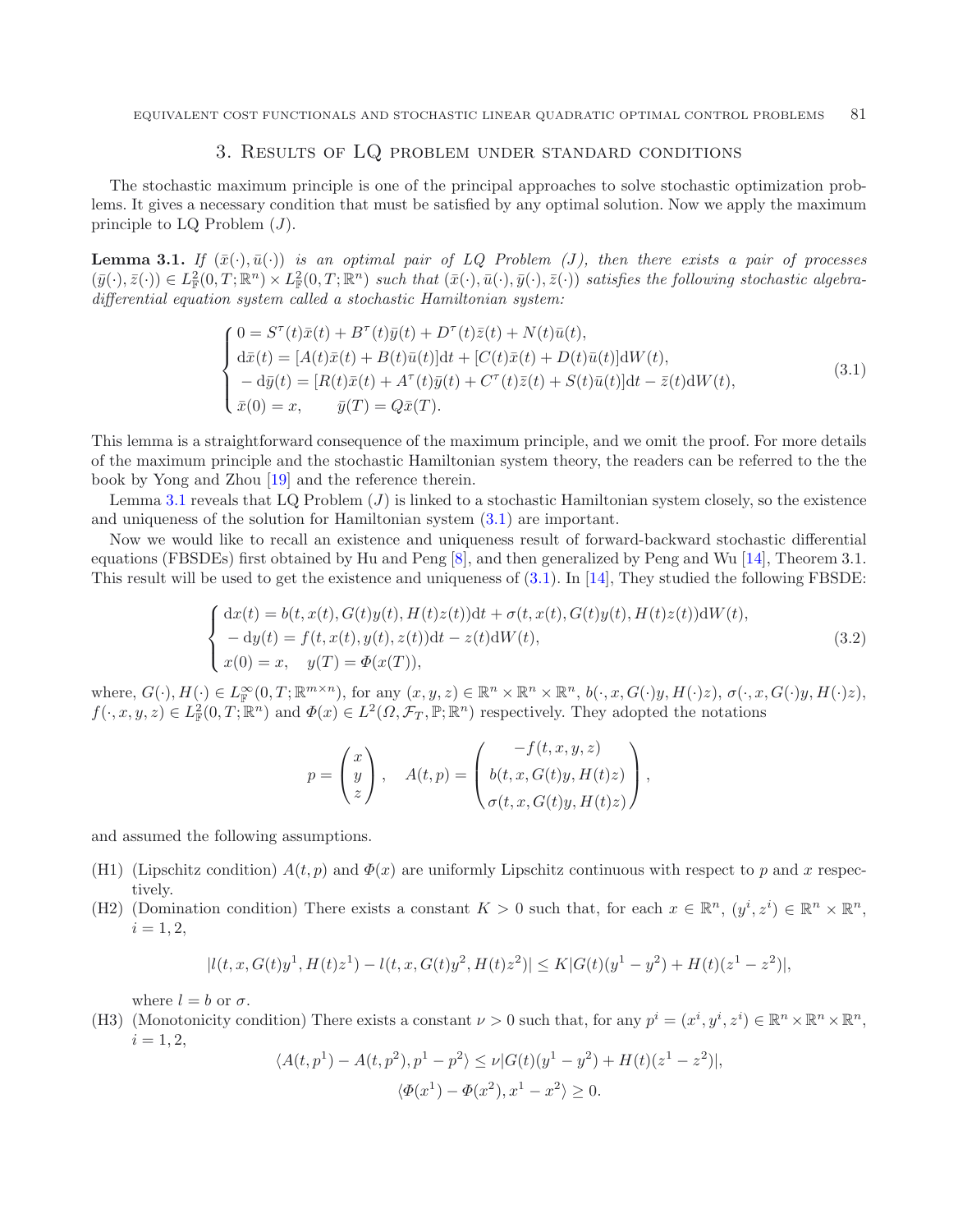## 3. Results of LQ problem under standard conditions

The stochastic maximum principle is one of the principal approaches to solve stochastic optimization problems. It gives a necessary condition that must be satisfied by any optimal solution. Now we apply the maximum principle to LQ Problem $(J)$.

**Lemma 3.1.** *If $(\bar{x}(\cdot), \bar{u}(\cdot))$ is an optimal pair of LQ Problem (J), then there exists a pair of processes $(\bar{y}(\cdot), \bar{z}(\cdot)) \in L^2_{\mathbb{F}}(0,T;\mathbb{R}^n) \times L^2_{\mathbb{F}}(0,T;\mathbb{R}^n)$ such that $(\bar{x}(\cdot), \bar{u}(\cdot), \bar{y}(\cdot), \bar{z}(\cdot))$ satisfies the following stochastic algebra-differential equation system called a stochastic Hamiltonian system:*

$$
\begin{cases}
0 = S^{\tau}(t)\bar{x}(t) + B^{\tau}(t)\bar{y}(t) + D^{\tau}(t)\bar{z}(t) + N(t)\bar{u}(t), \\
\mathrm{d}\bar{x}(t) = [A(t)\bar{x}(t) + B(t)\bar{u}(t)]\mathrm{d}t + [C(t)\bar{x}(t) + D(t)\bar{u}(t)]\mathrm{d}W(t), \\
-\mathrm{d}\bar{y}(t) = [R(t)\bar{x}(t) + A^{\tau}(t)\bar{y}(t) + C^{\tau}(t)\bar{z}(t) + S(t)\bar{u}(t)]\mathrm{d}t - \bar{z}(t)\mathrm{d}W(t), \\
\bar{x}(0) = x, \qquad \bar{y}(T) = Q\bar{x}(T).
\end{cases}
\tag{3.1}
$$

This lemma is a straightforward consequence of the maximum principle, and we omit the proof. For more details of the maximum principle and the stochastic Hamiltonian system theory, the readers can be referred to the the book by Yong and Zhou [19] and the reference therein.

Lemma 3.1 reveals that LQ Problem $(J)$ is linked to a stochastic Hamiltonian system closely, so the existence and uniqueness of the solution for Hamiltonian system (3.1) are important.

Now we would like to recall an existence and uniqueness result of forward-backward stochastic differential equations (FBSDEs) first obtained by Hu and Peng [8], and then generalized by Peng and Wu [14], Theorem 3.1. This result will be used to get the existence and uniqueness of (3.1). In [14], They studied the following FBSDE:

$$
\begin{cases}
\mathrm{d}x(t) = b(t, x(t), G(t)y(t), H(t)z(t))\mathrm{d}t + \sigma(t, x(t), G(t)y(t), H(t)z(t))\mathrm{d}W(t), \\
-\mathrm{d}y(t) = f(t, x(t), y(t), z(t))\mathrm{d}t - z(t)\mathrm{d}W(t), \\
x(0) = x, \quad y(T) = \Phi(x(T)),
\end{cases}
\tag{3.2}
$$

where, $G(\cdot), H(\cdot) \in L^{\infty}_{\mathbb{F}}(0,T;\mathbb{R}^{m\times n})$, for any $(x,y,z) \in \mathbb{R}^n \times \mathbb{R}^n \times \mathbb{R}^n$, $b(\cdot, x, G(\cdot)y, H(\cdot)z)$, $\sigma(\cdot, x, G(\cdot)y, H(\cdot)z)$, $f(\cdot, x, y, z) \in L^2_{\mathbb{F}}(0,T;\mathbb{R}^n)$ and $\Phi(x) \in L^2(\Omega, \mathcal{F}_T, \mathbb{P}; \mathbb{R}^n)$ respectively. They adopted the notations

$$
p = \begin{pmatrix} x \\ y \\ z \end{pmatrix}, \quad A(t,p) = \begin{pmatrix} -f(t,x,y,z) \\ b(t,x,G(t)y,H(t)z) \\ \sigma(t,x,G(t)y,H(t)z) \end{pmatrix},
$$

and assumed the following assumptions.

- (H1) (Lipschitz condition) $A(t,p)$ and $\Phi(x)$ are uniformly Lipschitz continuous with respect to $p$ and $x$ respectively.
- (H2) (Domination condition) There exists a constant $K > 0$ such that, for each $x \in \mathbb{R}^n$, $(y^i, z^i) \in \mathbb{R}^n \times \mathbb{R}^n$, $i = 1, 2$,

$$
|l(t, x, G(t)y^1, H(t)z^1) - l(t, x, G(t)y^2, H(t)z^2)| \leq K|G(t)(y^1 - y^2) + H(t)(z^1 - z^2)|,
$$

  where $l = b$ or $\sigma$.
- (H3) (Monotonicity condition) There exists a constant $\nu > 0$ such that, for any $p^i = (x^i, y^i, z^i) \in \mathbb{R}^n \times \mathbb{R}^n \times \mathbb{R}^n$, $i = 1, 2$,

$$
\langle A(t,p^1) - A(t,p^2), p^1 - p^2 \rangle \leq \nu|G(t)(y^1 - y^2) + H(t)(z^1 - z^2)|,
$$

$$
\langle \Phi(x^1) - \Phi(x^2), x^1 - x^2 \rangle \geq 0.
$$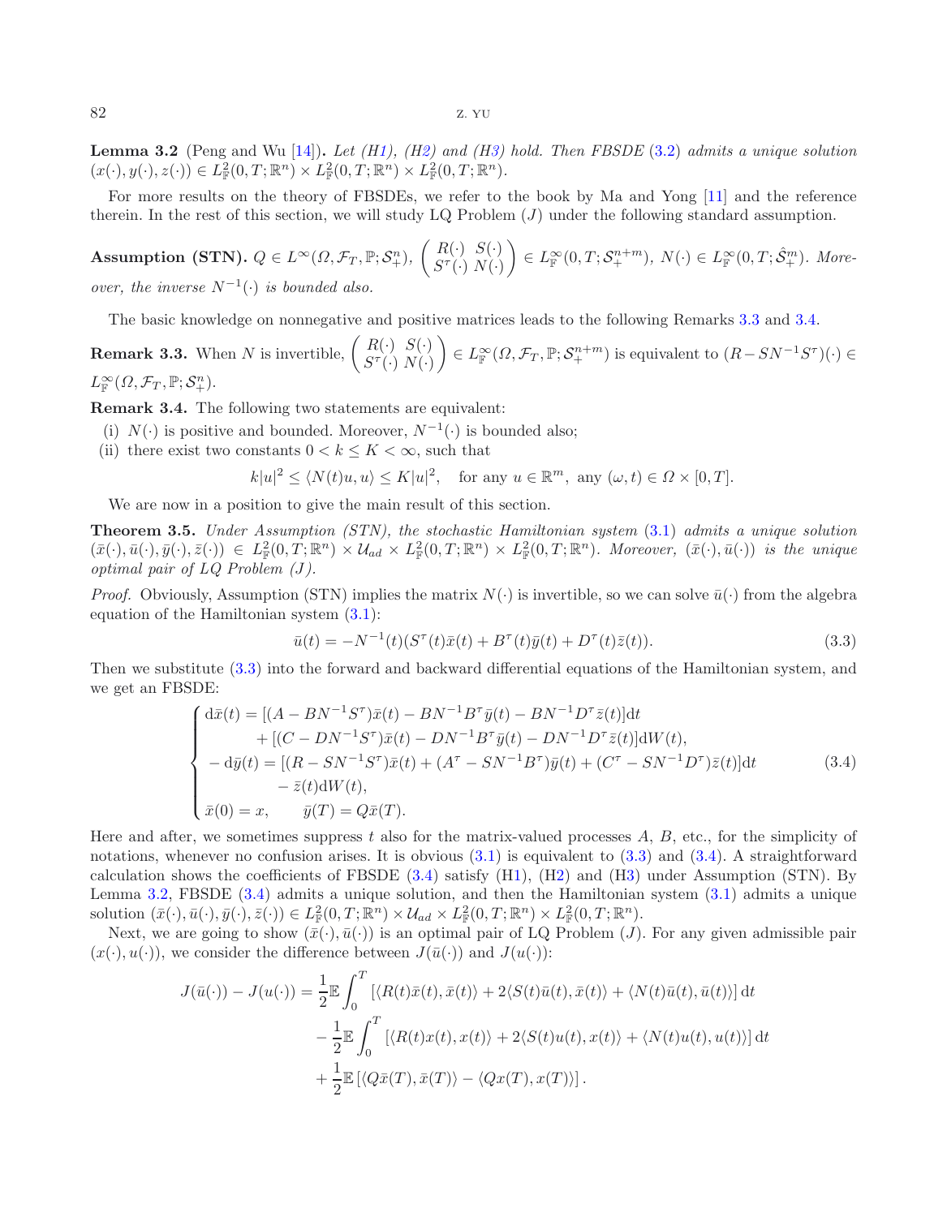**Lemma 3.2** (Peng and Wu [14]). *Let (H1), (H2) and (H3) hold. Then FBSDE* (3.2) *admits a unique solution* $(x(\cdot), y(\cdot), z(\cdot)) \in L^2_{\mathbb{F}}(0,T;\mathbb{R}^n) \times L^2_{\mathbb{F}}(0,T;\mathbb{R}^n) \times L^2_{\mathbb{F}}(0,T;\mathbb{R}^n)$.

For more results on the theory of FBSDEs, we refer to the book by Ma and Yong [11] and the reference therein. In the rest of this section, we will study LQ Problem $(J)$ under the following standard assumption.

**Assumption (STN).** $Q \in L^\infty(\Omega, \mathcal{F}_T, \mathbb{P}; \mathcal{S}^n_+)$, $\begin{pmatrix} R(\cdot) & S(\cdot) \\ S^\tau(\cdot) & N(\cdot) \end{pmatrix} \in L^\infty_{\mathbb{F}}(0,T;\mathcal{S}^{n+m}_+)$, $N(\cdot) \in L^\infty_{\mathbb{F}}(0,T;\hat{\mathcal{S}}^m_+)$. *Moreover, the inverse* $N^{-1}(\cdot)$ *is bounded also.*

The basic knowledge on nonnegative and positive matrices leads to the following Remarks 3.3 and 3.4.

**Remark 3.3.** When $N$ is invertible, $\begin{pmatrix} R(\cdot) & S(\cdot) \\ S^\tau(\cdot) & N(\cdot) \end{pmatrix} \in L^\infty_{\mathbb{F}}(\Omega, \mathcal{F}_T, \mathbb{P}; \mathcal{S}^{n+m}_+)$ is equivalent to $(R - SN^{-1}S^\tau)(\cdot) \in L^\infty_{\mathbb{F}}(\Omega, \mathcal{F}_T, \mathbb{P}; \mathcal{S}^n_+)$.

**Remark 3.4.** The following two statements are equivalent:

(i) $N(\cdot)$ is positive and bounded. Moreover, $N^{-1}(\cdot)$ is bounded also;

(ii) there exist two constants $0 < k \le K < \infty$, such that

$$k|u|^2 \le \langle N(t)u, u\rangle \le K|u|^2, \quad \text{for any } u \in \mathbb{R}^m, \text{ any } (\omega, t) \in \Omega \times [0,T].$$

We are now in a position to give the main result of this section.

**Theorem 3.5.** *Under Assumption (STN), the stochastic Hamiltonian system* (3.1) *admits a unique solution* $(\bar{x}(\cdot), \bar{u}(\cdot), \bar{y}(\cdot), \bar{z}(\cdot)) \in L^2_{\mathbb{F}}(0,T;\mathbb{R}^n) \times \mathcal{U}_{ad} \times L^2_{\mathbb{F}}(0,T;\mathbb{R}^n) \times L^2_{\mathbb{F}}(0,T;\mathbb{R}^n)$. *Moreover,* $(\bar{x}(\cdot), \bar{u}(\cdot))$ *is the unique optimal pair of LQ Problem $(J)$.*

*Proof.* Obviously, Assumption (STN) implies the matrix $N(\cdot)$ is invertible, so we can solve $\bar{u}(\cdot)$ from the algebra equation of the Hamiltonian system (3.1):

$$\bar{u}(t) = -N^{-1}(t)(S^\tau(t)\bar{x}(t) + B^\tau(t)\bar{y}(t) + D^\tau(t)\bar{z}(t)). \tag{3.3}$$

Then we substitute (3.3) into the forward and backward differential equations of the Hamiltonian system, and we get an FBSDE:

$$\begin{cases} \mathrm{d}\bar{x}(t) = [(A - BN^{-1}S^\tau)\bar{x}(t) - BN^{-1}B^\tau\bar{y}(t) - BN^{-1}D^\tau\bar{z}(t)]\mathrm{d}t \\ \qquad\qquad + [(C - DN^{-1}S^\tau)\bar{x}(t) - DN^{-1}B^\tau\bar{y}(t) - DN^{-1}D^\tau\bar{z}(t)]\mathrm{d}W(t), \\ -\mathrm{d}\bar{y}(t) = [(R - SN^{-1}S^\tau)\bar{x}(t) + (A^\tau - SN^{-1}B^\tau)\bar{y}(t) + (C^\tau - SN^{-1}D^\tau)\bar{z}(t)]\mathrm{d}t \\ \qquad\qquad - \bar{z}(t)\mathrm{d}W(t), \\ \bar{x}(0) = x, \qquad \bar{y}(T) = Q\bar{x}(T). \end{cases} \tag{3.4}$$

Here and after, we sometimes suppress $t$ also for the matrix-valued processes $A$, $B$, etc., for the simplicity of notations, whenever no confusion arises. It is obvious (3.1) is equivalent to (3.3) and (3.4). A straightforward calculation shows the coefficients of FBSDE (3.4) satisfy (H1), (H2) and (H3) under Assumption (STN). By Lemma 3.2, FBSDE (3.4) admits a unique solution, and then the Hamiltonian system (3.1) admits a unique solution $(\bar{x}(\cdot), \bar{u}(\cdot), \bar{y}(\cdot), \bar{z}(\cdot)) \in L^2_{\mathbb{F}}(0,T;\mathbb{R}^n) \times \mathcal{U}_{ad} \times L^2_{\mathbb{F}}(0,T;\mathbb{R}^n) \times L^2_{\mathbb{F}}(0,T;\mathbb{R}^n)$.

Next, we are going to show $(\bar{x}(\cdot), \bar{u}(\cdot))$ is an optimal pair of LQ Problem $(J)$. For any given admissible pair $(x(\cdot), u(\cdot))$, we consider the difference between $J(\bar{u}(\cdot))$ and $J(u(\cdot))$:

$$\begin{aligned} J(\bar{u}(\cdot)) - J(u(\cdot)) = & \frac{1}{2}\mathbb{E}\int_0^T \left[\langle R(t)\bar{x}(t), \bar{x}(t)\rangle + 2\langle S(t)\bar{u}(t), \bar{x}(t)\rangle + \langle N(t)\bar{u}(t), \bar{u}(t)\rangle\right]\mathrm{d}t \\ & - \frac{1}{2}\mathbb{E}\int_0^T \left[\langle R(t)x(t), x(t)\rangle + 2\langle S(t)u(t), x(t)\rangle + \langle N(t)u(t), u(t)\rangle\right]\mathrm{d}t \\ & + \frac{1}{2}\mathbb{E}\left[\langle Q\bar{x}(T), \bar{x}(T)\rangle - \langle Qx(T), x(T)\rangle\right]. \end{aligned}$$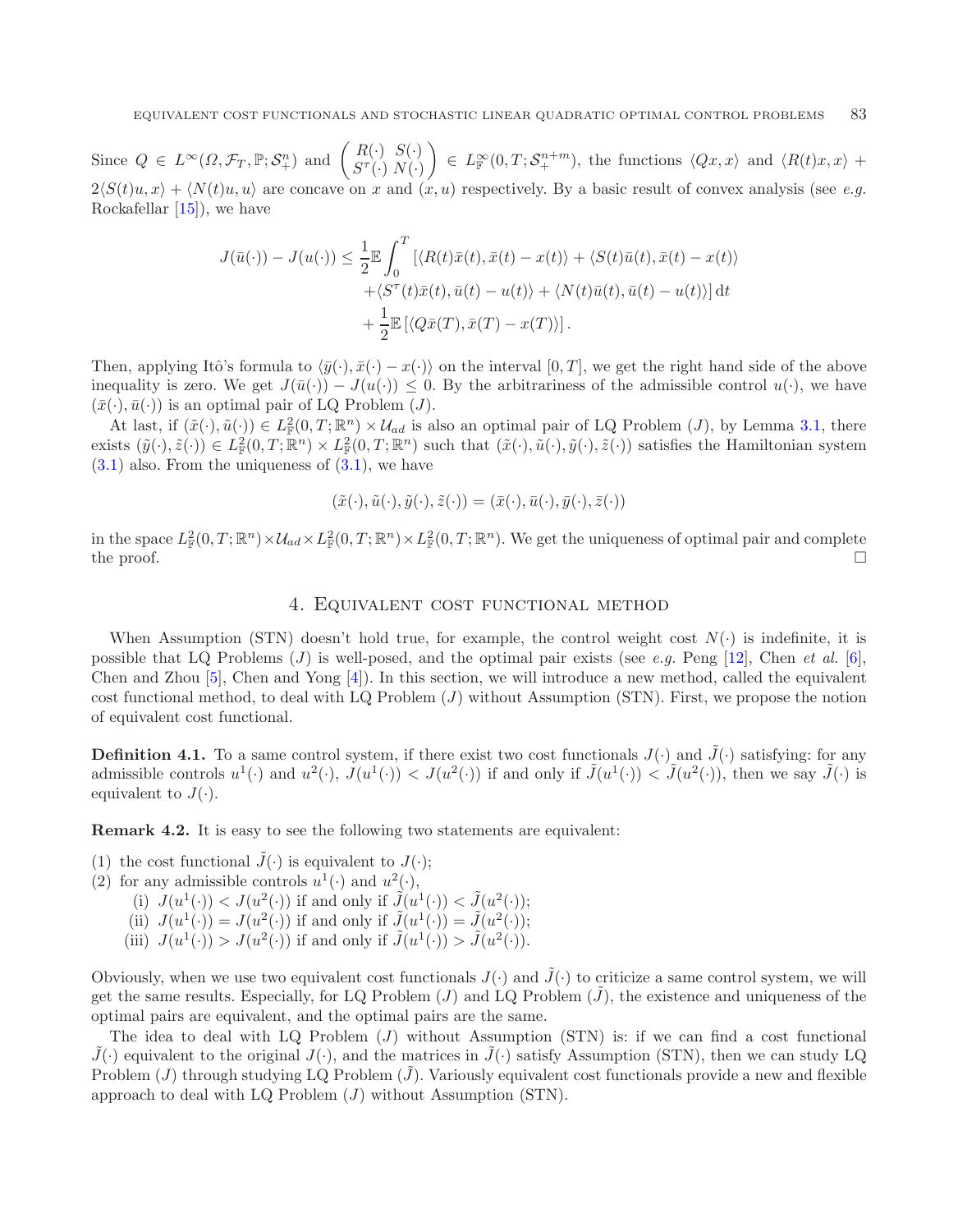Since $Q \in L^\infty(\Omega, \mathcal{F}_T, \mathbb{P}; \mathcal{S}^n_+)$ and $\begin{pmatrix} R(\cdot) & S(\cdot) \\ S^\tau(\cdot) & N(\cdot) \end{pmatrix} \in L^\infty_{\mathbb{F}}(0,T;\mathcal{S}^{n+m}_+)$, the functions $\langle Qx, x\rangle$ and $\langle R(t)x, x\rangle + 2\langle S(t)u, x\rangle + \langle N(t)u, u\rangle$ are concave on $x$ and $(x,u)$ respectively. By a basic result of convex analysis (see *e.g.* Rockafellar [15]), we have

$$
\begin{aligned}
J(\bar{u}(\cdot)) - J(u(\cdot)) \le \frac{1}{2}\mathbb{E}\int_0^T & \left[\langle R(t)\bar{x}(t), \bar{x}(t) - x(t)\rangle + \langle S(t)\bar{u}(t), \bar{x}(t) - x(t)\rangle \right.\\
& \left. + \langle S^\tau(t)\bar{x}(t), \bar{u}(t) - u(t)\rangle + \langle N(t)\bar{u}(t), \bar{u}(t) - u(t)\rangle\right] \mathrm{d}t \\
& + \frac{1}{2}\mathbb{E}\left[\langle Q\bar{x}(T), \bar{x}(T) - x(T)\rangle\right].
\end{aligned}
$$

Then, applying Itô's formula to $\langle \bar{y}(\cdot), \bar{x}(\cdot) - x(\cdot)\rangle$ on the interval $[0,T]$, we get the right hand side of the above inequality is zero. We get $J(\bar{u}(\cdot)) - J(u(\cdot)) \le 0$. By the arbitrariness of the admissible control $u(\cdot)$, we have $(\bar{x}(\cdot), \bar{u}(\cdot))$ is an optimal pair of LQ Problem $(J)$.

At last, if $(\tilde{x}(\cdot), \tilde{u}(\cdot)) \in L^2_{\mathbb{F}}(0,T;\mathbb{R}^n) \times \mathcal{U}_{ad}$ is also an optimal pair of LQ Problem $(J)$, by Lemma 3.1, there exists $(\tilde{y}(\cdot), \tilde{z}(\cdot)) \in L^2_{\mathbb{F}}(0,T;\mathbb{R}^n) \times L^2_{\mathbb{F}}(0,T;\mathbb{R}^n)$ such that $(\tilde{x}(\cdot), \tilde{u}(\cdot), \tilde{y}(\cdot), \tilde{z}(\cdot))$ satisfies the Hamiltonian system (3.1) also. From the uniqueness of (3.1), we have

$$
(\tilde{x}(\cdot), \tilde{u}(\cdot), \tilde{y}(\cdot), \tilde{z}(\cdot)) = (\bar{x}(\cdot), \bar{u}(\cdot), \bar{y}(\cdot), \bar{z}(\cdot))
$$

in the space $L^2_{\mathbb{F}}(0,T;\mathbb{R}^n) \times \mathcal{U}_{ad} \times L^2_{\mathbb{F}}(0,T;\mathbb{R}^n) \times L^2_{\mathbb{F}}(0,T;\mathbb{R}^n)$. We get the uniqueness of optimal pair and complete the proof. □

## 4. Equivalent cost functional method

When Assumption (STN) doesn't hold true, for example, the control weight cost $N(\cdot)$ is indefinite, it is possible that LQ Problems $(J)$ is well-posed, and the optimal pair exists (see *e.g.* Peng [12], Chen *et al.* [6], Chen and Zhou [5], Chen and Yong [4]). In this section, we will introduce a new method, called the equivalent cost functional method, to deal with LQ Problem $(J)$ without Assumption (STN). First, we propose the notion of equivalent cost functional.

**Definition 4.1.** To a same control system, if there exist two cost functionals $J(\cdot)$ and $\tilde{J}(\cdot)$ satisfying: for any admissible controls $u^1(\cdot)$ and $u^2(\cdot)$, $J(u^1(\cdot)) < J(u^2(\cdot))$ if and only if $\tilde{J}(u^1(\cdot)) < \tilde{J}(u^2(\cdot))$, then we say $\tilde{J}(\cdot)$ is equivalent to $J(\cdot)$.

**Remark 4.2.** It is easy to see the following two statements are equivalent:

(1) the cost functional $\tilde{J}(\cdot)$ is equivalent to $J(\cdot)$;
(2) for any admissible controls $u^1(\cdot)$ and $u^2(\cdot)$,
  (i) $J(u^1(\cdot)) < J(u^2(\cdot))$ if and only if $\tilde{J}(u^1(\cdot)) < \tilde{J}(u^2(\cdot))$;
  (ii) $J(u^1(\cdot)) = J(u^2(\cdot))$ if and only if $\tilde{J}(u^1(\cdot)) = \tilde{J}(u^2(\cdot))$;
  (iii) $J(u^1(\cdot)) > J(u^2(\cdot))$ if and only if $\tilde{J}(u^1(\cdot)) > \tilde{J}(u^2(\cdot))$.

Obviously, when we use two equivalent cost functionals $J(\cdot)$ and $\tilde{J}(\cdot)$ to criticize a same control system, we will get the same results. Especially, for LQ Problem $(J)$ and LQ Problem $(\tilde{J})$, the existence and uniqueness of the optimal pairs are equivalent, and the optimal pairs are the same.

The idea to deal with LQ Problem $(J)$ without Assumption (STN) is: if we can find a cost functional $\tilde{J}(\cdot)$ equivalent to the original $J(\cdot)$, and the matrices in $\tilde{J}(\cdot)$ satisfy Assumption (STN), then we can study LQ Problem $(J)$ through studying LQ Problem $(\tilde{J})$. Variously equivalent cost functionals provide a new and flexible approach to deal with LQ Problem $(J)$ without Assumption (STN).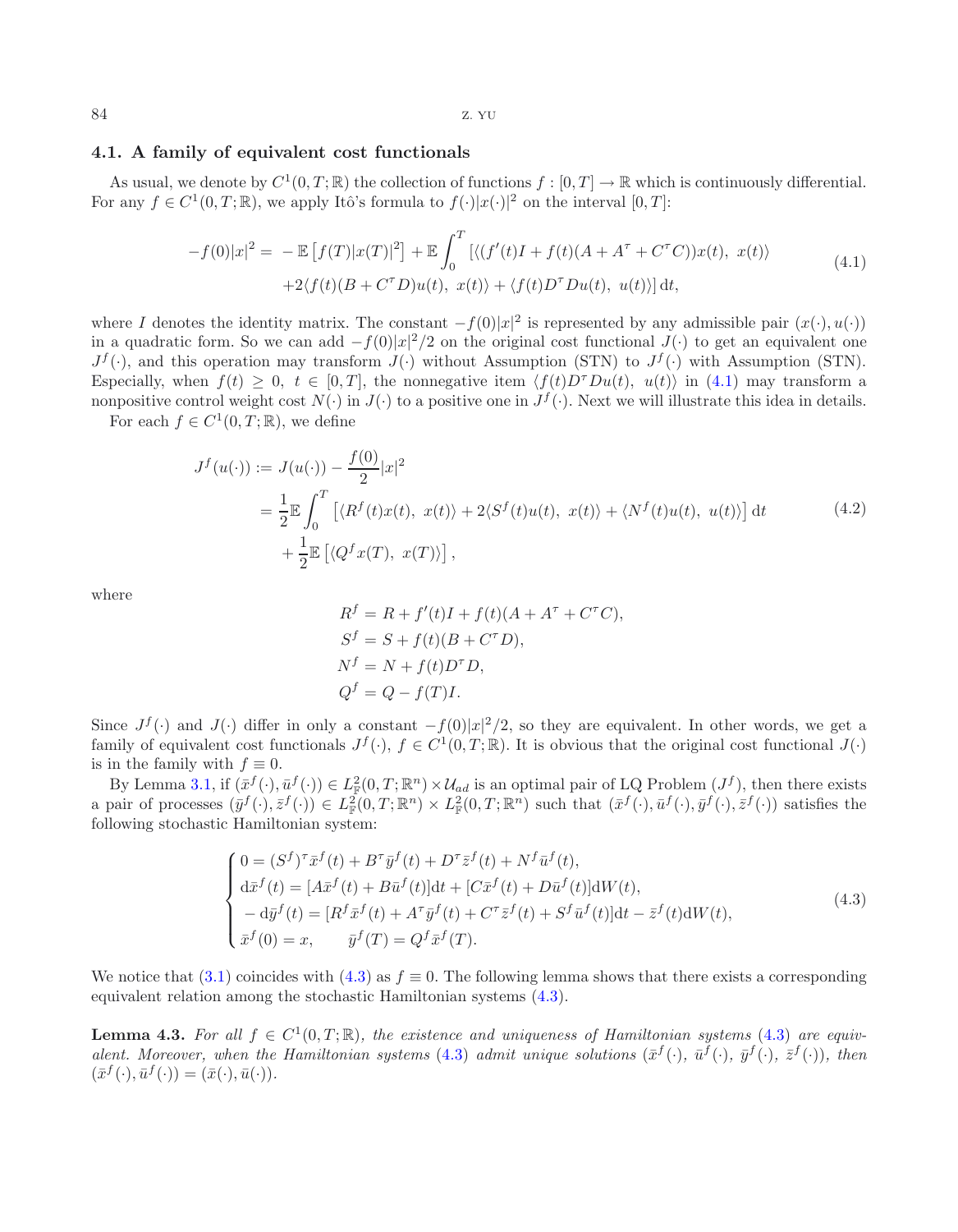### 4.1. A family of equivalent cost functionals

As usual, we denote by $C^1(0,T;\mathbb{R})$ the collection of functions $f:[0,T]\to\mathbb{R}$ which is continuously differential. For any $f\in C^1(0,T;\mathbb{R})$, we apply Itô's formula to $f(\cdot)|x(\cdot)|^2$ on the interval $[0,T]$:

$$
\begin{aligned}
-f(0)|x|^2 = & -\mathbb{E}\left[f(T)|x(T)|^2\right] + \mathbb{E}\int_0^T \left[\langle (f'(t)I + f(t)(A + A^\tau + C^\tau C))x(t),\ x(t)\rangle\right.\\
&\left. + 2\langle f(t)(B + C^\tau D)u(t),\ x(t)\rangle + \langle f(t)D^\tau D u(t),\ u(t)\rangle\right]\mathrm{d}t,
\end{aligned}
\tag{4.1}
$$

where $I$ denotes the identity matrix. The constant $-f(0)|x|^2$ is represented by any admissible pair $(x(\cdot),u(\cdot))$ in a quadratic form. So we can add $-f(0)|x|^2/2$ on the original cost functional $J(\cdot)$ to get an equivalent one $J^f(\cdot)$, and this operation may transform $J(\cdot)$ without Assumption (STN) to $J^f(\cdot)$ with Assumption (STN). Especially, when $f(t)\geq 0$, $t\in[0,T]$, the nonnegative item $\langle f(t)D^\tau Du(t),\ u(t)\rangle$ in (4.1) may transform a nonpositive control weight cost $N(\cdot)$ in $J(\cdot)$ to a positive one in $J^f(\cdot)$. Next we will illustrate this idea in details.

For each $f\in C^1(0,T;\mathbb{R})$, we define

$$
\begin{aligned}
J^f(u(\cdot)) :=& \ J(u(\cdot)) - \frac{f(0)}{2}|x|^2\\
=& \ \frac{1}{2}\mathbb{E}\int_0^T \left[\langle R^f(t)x(t),\ x(t)\rangle + 2\langle S^f(t)u(t),\ x(t)\rangle + \langle N^f(t)u(t),\ u(t)\rangle\right]\mathrm{d}t\\
&+ \frac{1}{2}\mathbb{E}\left[\langle Q^f x(T),\ x(T)\rangle\right],
\end{aligned}
\tag{4.2}
$$

where

$$
\begin{aligned}
R^f &= R + f'(t)I + f(t)(A + A^\tau + C^\tau C),\\
S^f &= S + f(t)(B + C^\tau D),\\
N^f &= N + f(t)D^\tau D,\\
Q^f &= Q - f(T)I.
\end{aligned}
$$

Since $J^f(\cdot)$ and $J(\cdot)$ differ in only a constant $-f(0)|x|^2/2$, so they are equivalent. In other words, we get a family of equivalent cost functionals $J^f(\cdot)$, $f\in C^1(0,T;\mathbb{R})$. It is obvious that the original cost functional $J(\cdot)$ is in the family with $f\equiv 0$.

By Lemma 3.1, if $(\bar{x}^f(\cdot),\bar{u}^f(\cdot))\in L^2_{\mathbb{F}}(0,T;\mathbb{R}^n)\times\mathcal{U}_{ad}$ is an optimal pair of LQ Problem $(J^f)$, then there exists a pair of processes $(\bar{y}^f(\cdot),\bar{z}^f(\cdot))\in L^2_{\mathbb{F}}(0,T;\mathbb{R}^n)\times L^2_{\mathbb{F}}(0,T;\mathbb{R}^n)$ such that $(\bar{x}^f(\cdot),\bar{u}^f(\cdot),\bar{y}^f(\cdot),\bar{z}^f(\cdot))$ satisfies the following stochastic Hamiltonian system:

$$
\begin{cases}
0 = (S^f)^\tau \bar{x}^f(t) + B^\tau \bar{y}^f(t) + D^\tau \bar{z}^f(t) + N^f\bar{u}^f(t),\\
\mathrm{d}\bar{x}^f(t) = [A\bar{x}^f(t) + B\bar{u}^f(t)]\mathrm{d}t + [C\bar{x}^f(t) + D\bar{u}^f(t)]\mathrm{d}W(t),\\
-\mathrm{d}\bar{y}^f(t) = [R^f\bar{x}^f(t) + A^\tau\bar{y}^f(t) + C^\tau\bar{z}^f(t) + S^f\bar{u}^f(t)]\mathrm{d}t - \bar{z}^f(t)\mathrm{d}W(t),\\
\bar{x}^f(0) = x,\qquad \bar{y}^f(T) = Q^f\bar{x}^f(T).
\end{cases}
\tag{4.3}
$$

We notice that (3.1) coincides with (4.3) as $f\equiv 0$. The following lemma shows that there exists a corresponding equivalent relation among the stochastic Hamiltonian systems (4.3).

**Lemma 4.3.** *For all $f\in C^1(0,T;\mathbb{R})$, the existence and uniqueness of Hamiltonian systems (4.3) are equivalent. Moreover, when the Hamiltonian systems (4.3) admit unique solutions $(\bar{x}^f(\cdot),\ \bar{u}^f(\cdot),\ \bar{y}^f(\cdot),\ \bar{z}^f(\cdot))$, then $(\bar{x}^f(\cdot),\bar{u}^f(\cdot)) = (\bar{x}(\cdot),\bar{u}(\cdot))$.*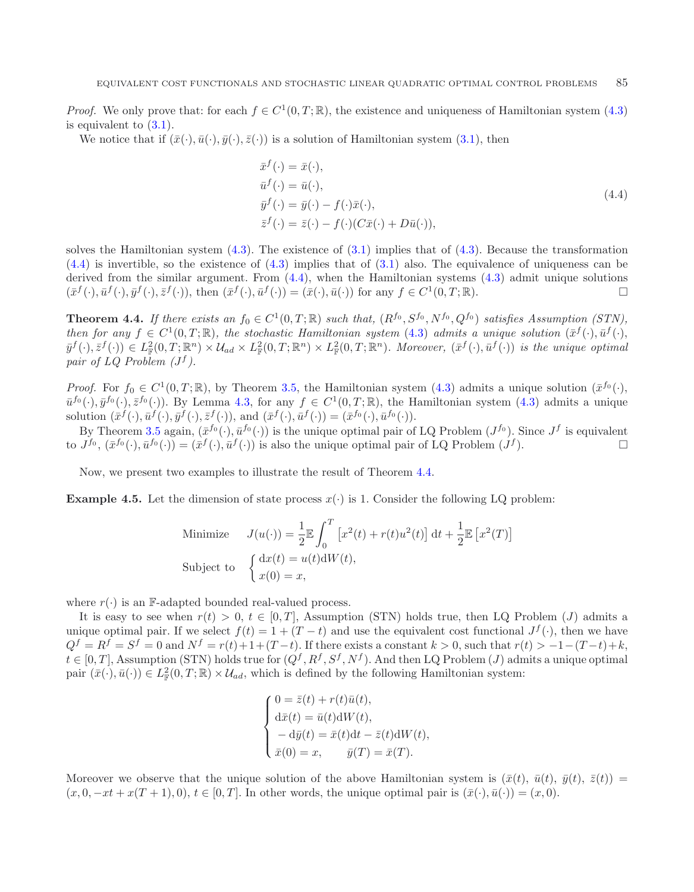*Proof.* We only prove that: for each $f \in C^1(0,T;\mathbb{R})$, the existence and uniqueness of Hamiltonian system (4.3) is equivalent to (3.1).

We notice that if $(\bar{x}(\cdot), \bar{u}(\cdot), \bar{y}(\cdot), \bar{z}(\cdot))$ is a solution of Hamiltonian system (3.1), then

$$
\begin{aligned}
&\bar{x}^f(\cdot) = \bar{x}(\cdot), \\
&\bar{u}^f(\cdot) = \bar{u}(\cdot), \\
&\bar{y}^f(\cdot) = \bar{y}(\cdot) - f(\cdot)\bar{x}(\cdot), \\
&\bar{z}^f(\cdot) = \bar{z}(\cdot) - f(\cdot)(C\bar{x}(\cdot) + D\bar{u}(\cdot)),
\end{aligned}
\tag{4.4}
$$

solves the Hamiltonian system (4.3). The existence of (3.1) implies that of (4.3). Because the transformation (4.4) is invertible, so the existence of (4.3) implies that of (3.1) also. The equivalence of uniqueness can be derived from the similar argument. From (4.4), when the Hamiltonian systems (4.3) admit unique solutions $(\bar{x}^f(\cdot), \bar{u}^f(\cdot), \bar{y}^f(\cdot), \bar{z}^f(\cdot))$, then $(\bar{x}^f(\cdot), \bar{u}^f(\cdot)) = (\bar{x}(\cdot), \bar{u}(\cdot))$ for any $f \in C^1(0,T;\mathbb{R})$. $\square$

**Theorem 4.4.** *If there exists an $f_0 \in C^1(0,T;\mathbb{R})$ such that, $(R^{f_0}, S^{f_0}, N^{f_0}, Q^{f_0})$ satisfies Assumption (STN), then for any $f \in C^1(0,T;\mathbb{R})$, the stochastic Hamiltonian system (4.3) admits a unique solution $(\bar{x}^f(\cdot), \bar{u}^f(\cdot), \bar{y}^f(\cdot), \bar{z}^f(\cdot)) \in L^2_{\mathbb{F}}(0,T;\mathbb{R}^n) \times \mathcal{U}_{ad} \times L^2_{\mathbb{F}}(0,T;\mathbb{R}^n) \times L^2_{\mathbb{F}}(0,T;\mathbb{R}^n)$. Moreover, $(\bar{x}^f(\cdot), \bar{u}^f(\cdot))$ is the unique optimal pair of LQ Problem $(J^f)$.*

*Proof.* For $f_0 \in C^1(0,T;\mathbb{R})$, by Theorem 3.5, the Hamiltonian system (4.3) admits a unique solution $(\bar{x}^{f_0}(\cdot), \bar{u}^{f_0}(\cdot), \bar{y}^{f_0}(\cdot), \bar{z}^{f_0}(\cdot))$. By Lemma 4.3, for any $f \in C^1(0,T;\mathbb{R})$, the Hamiltonian system (4.3) admits a unique solution $(\bar{x}^f(\cdot), \bar{u}^f(\cdot), \bar{y}^f(\cdot), \bar{z}^f(\cdot))$, and $(\bar{x}^f(\cdot), \bar{u}^f(\cdot)) = (\bar{x}^{f_0}(\cdot), \bar{u}^{f_0}(\cdot))$.

By Theorem 3.5 again, $(\bar{x}^{f_0}(\cdot), \bar{u}^{f_0}(\cdot))$ is the unique optimal pair of LQ Problem $(J^{f_0})$. Since $J^f$ is equivalent to $J^{f_0}$, $(\bar{x}^{f_0}(\cdot), \bar{u}^{f_0}(\cdot)) = (\bar{x}^f(\cdot), \bar{u}^f(\cdot))$ is also the unique optimal pair of LQ Problem $(J^f)$. $\square$

Now, we present two examples to illustrate the result of Theorem 4.4.

**Example 4.5.** Let the dimension of state process $x(\cdot)$ is 1. Consider the following LQ problem:

$$
\begin{aligned}
&\text{Minimize} \quad J(u(\cdot)) = \frac{1}{2}\mathbb{E}\int_0^T \left[x^2(t) + r(t)u^2(t)\right] \mathrm{d}t + \frac{1}{2}\mathbb{E}\left[x^2(T)\right] \\
&\text{Subject to} \quad \begin{cases} \mathrm{d}x(t) = u(t)\mathrm{d}W(t), \\ x(0) = x, \end{cases}
\end{aligned}
$$

where $r(\cdot)$ is an $\mathbb{F}$-adapted bounded real-valued process.

It is easy to see when $r(t) > 0$, $t \in [0,T]$, Assumption (STN) holds true, then LQ Problem $(J)$ admits a unique optimal pair. If we select $f(t) = 1 + (T-t)$ and use the equivalent cost functional $J^f(\cdot)$, then we have $Q^f = R^f = S^f = 0$ and $N^f = r(t) + 1 + (T-t)$. If there exists a constant $k > 0$, such that $r(t) > -1-(T-t)+k$, $t \in [0,T]$, Assumption (STN) holds true for $(Q^f, R^f, S^f, N^f)$. And then LQ Problem $(J)$ admits a unique optimal pair $(\bar{x}(\cdot), \bar{u}(\cdot)) \in L^2_{\mathbb{F}}(0,T;\mathbb{R}) \times \mathcal{U}_{ad}$, which is defined by the following Hamiltonian system:

$$
\begin{cases}
0 = \bar{z}(t) + r(t)\bar{u}(t), \\
\mathrm{d}\bar{x}(t) = \bar{u}(t)\mathrm{d}W(t), \\
-\mathrm{d}\bar{y}(t) = \bar{x}(t)\mathrm{d}t - \bar{z}(t)\mathrm{d}W(t), \\
\bar{x}(0) = x, \qquad \bar{y}(T) = \bar{x}(T).
\end{cases}
$$

Moreover we observe that the unique solution of the above Hamiltonian system is $(\bar{x}(t),\ \bar{u}(t),\ \bar{y}(t),\ \bar{z}(t)) = (x, 0, -xt + x(T+1), 0)$, $t \in [0,T]$. In other words, the unique optimal pair is $(\bar{x}(\cdot), \bar{u}(\cdot)) = (x, 0)$.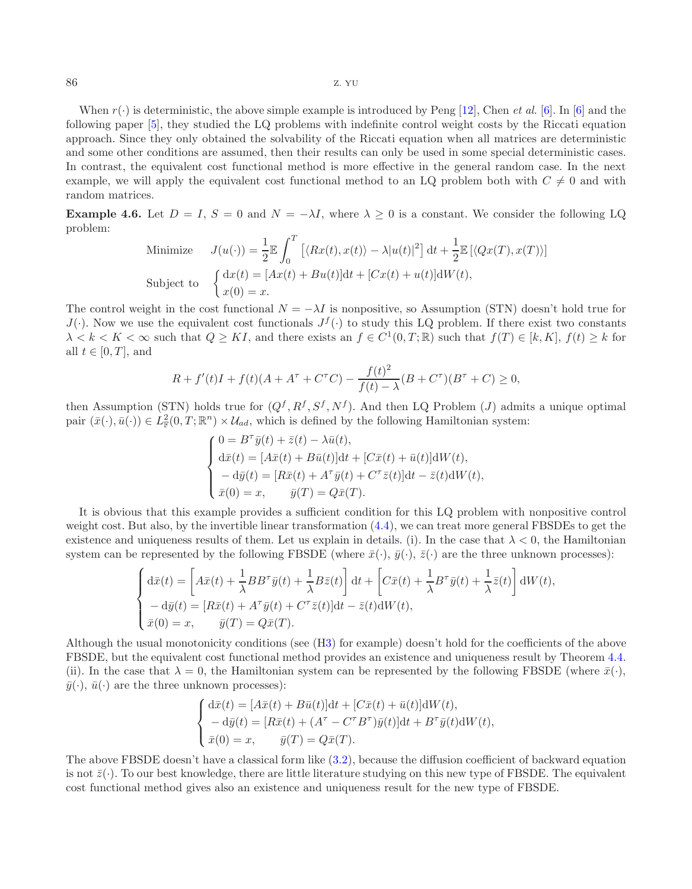When $r(\cdot)$ is deterministic, the above simple example is introduced by Peng [12], Chen *et al.* [6]. In [6] and the following paper [5], they studied the LQ problems with indefinite control weight costs by the Riccati equation approach. Since they only obtained the solvability of the Riccati equation when all matrices are deterministic and some other conditions are assumed, then their results can only be used in some special deterministic cases. In contrast, the equivalent cost functional method is more effective in the general random case. In the next example, we will apply the equivalent cost functional method to an LQ problem both with $C \neq 0$ and with random matrices.

**Example 4.6.** Let $D = I$, $S = 0$ and $N = -\lambda I$, where $\lambda \geq 0$ is a constant. We consider the following LQ problem:

$$
\begin{aligned}
&\text{Minimize} \quad J(u(\cdot)) = \frac{1}{2}\mathbb{E}\int_0^T \left[\langle Rx(t), x(t)\rangle - \lambda |u(t)|^2\right] \mathrm{d}t + \frac{1}{2}\mathbb{E}\left[\langle Qx(T), x(T)\rangle\right] \\
&\text{Subject to} \quad \begin{cases} \mathrm{d}x(t) = [Ax(t) + Bu(t)]\mathrm{d}t + [Cx(t) + u(t)]\mathrm{d}W(t), \\ x(0) = x. \end{cases}
\end{aligned}
$$

The control weight in the cost functional $N = -\lambda I$ is nonpositive, so Assumption (STN) doesn't hold true for $J(\cdot)$. Now we use the equivalent cost functionals $J^f(\cdot)$ to study this LQ problem. If there exist two constants $\lambda < k < K < \infty$ such that $Q \geq KI$, and there exists an $f \in C^1(0,T;\mathbb{R})$ such that $f(T) \in [k, K]$, $f(t) \geq k$ for all $t \in [0,T]$, and

$$
R + f'(t)I + f(t)(A + A^\tau + C^\tau C) - \frac{f(t)^2}{f(t) - \lambda}(B + C^\tau)(B^\tau + C) \geq 0,
$$

then Assumption (STN) holds true for $(Q^f, R^f, S^f, N^f)$. And then LQ Problem $(J)$ admits a unique optimal pair $(\bar{x}(\cdot), \bar{u}(\cdot)) \in L^2_{\mathbb{F}}(0,T;\mathbb{R}^n) \times \mathcal{U}_{ad}$, which is defined by the following Hamiltonian system:

$$
\begin{cases}
0 = B^\tau \bar{y}(t) + \bar{z}(t) - \lambda \bar{u}(t), \\
\mathrm{d}\bar{x}(t) = [A\bar{x}(t) + B\bar{u}(t)]\mathrm{d}t + [C\bar{x}(t) + \bar{u}(t)]\mathrm{d}W(t), \\
-\mathrm{d}\bar{y}(t) = [R\bar{x}(t) + A^\tau \bar{y}(t) + C^\tau \bar{z}(t)]\mathrm{d}t - \bar{z}(t)\mathrm{d}W(t), \\
\bar{x}(0) = x, \qquad \bar{y}(T) = Q\bar{x}(T).
\end{cases}
$$

It is obvious that this example provides a sufficient condition for this LQ problem with nonpositive control weight cost. But also, by the invertible linear transformation (4.4), we can treat more general FBSDEs to get the existence and uniqueness results of them. Let us explain in details. (i). In the case that $\lambda < 0$, the Hamiltonian system can be represented by the following FBSDE (where $\bar{x}(\cdot)$, $\bar{y}(\cdot)$, $\bar{z}(\cdot)$ are the three unknown processes):

$$
\begin{cases}
\mathrm{d}\bar{x}(t) = \left[A\bar{x}(t) + \dfrac{1}{\lambda}BB^\tau \bar{y}(t) + \dfrac{1}{\lambda}B\bar{z}(t)\right]\mathrm{d}t + \left[C\bar{x}(t) + \dfrac{1}{\lambda}B^\tau \bar{y}(t) + \dfrac{1}{\lambda}\bar{z}(t)\right]\mathrm{d}W(t), \\
-\mathrm{d}\bar{y}(t) = [R\bar{x}(t) + A^\tau \bar{y}(t) + C^\tau \bar{z}(t)]\mathrm{d}t - \bar{z}(t)\mathrm{d}W(t), \\
\bar{x}(0) = x, \qquad \bar{y}(T) = Q\bar{x}(T).
\end{cases}
$$

Although the usual monotonicity conditions (see (H3) for example) doesn't hold for the coefficients of the above FBSDE, but the equivalent cost functional method provides an existence and uniqueness result by Theorem 4.4. (ii). In the case that $\lambda = 0$, the Hamiltonian system can be represented by the following FBSDE (where $\bar{x}(\cdot)$, $\bar{y}(\cdot)$, $\bar{u}(\cdot)$ are the three unknown processes):

$$
\begin{cases}
\mathrm{d}\bar{x}(t) = [A\bar{x}(t) + B\bar{u}(t)]\mathrm{d}t + [C\bar{x}(t) + \bar{u}(t)]\mathrm{d}W(t), \\
-\mathrm{d}\bar{y}(t) = [R\bar{x}(t) + (A^\tau - C^\tau B^\tau)\bar{y}(t)]\mathrm{d}t + B^\tau \bar{y}(t)\mathrm{d}W(t), \\
\bar{x}(0) = x, \qquad \bar{y}(T) = Q\bar{x}(T).
\end{cases}
$$

The above FBSDE doesn't have a classical form like (3.2), because the diffusion coefficient of backward equation is not $\bar{z}(\cdot)$. To our best knowledge, there are little literature studying on this new type of FBSDE. The equivalent cost functional method gives also an existence and uniqueness result for the new type of FBSDE.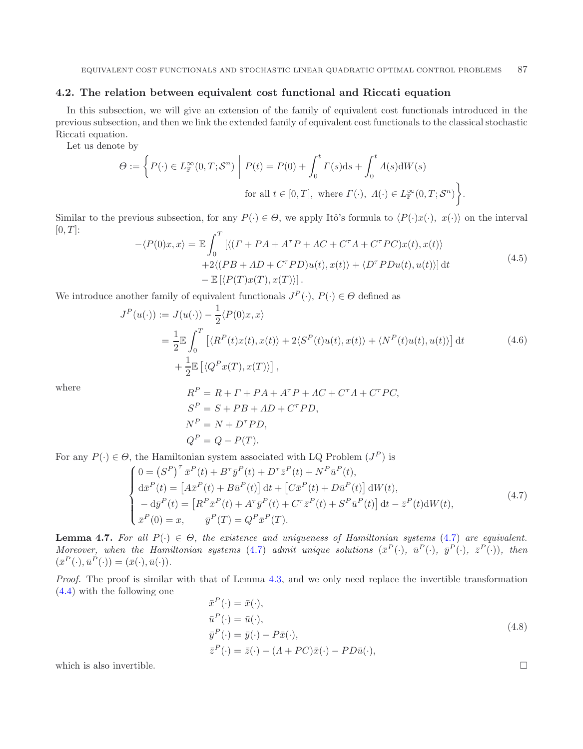### 4.2. The relation between equivalent cost functional and Riccati equation

In this subsection, we will give an extension of the family of equivalent cost functionals introduced in the previous subsection, and then we link the extended family of equivalent cost functionals to the classical stochastic Riccati equation.

Let us denote by

$$
\Theta := \bigg\{ P(\cdot) \in L^\infty_{\mathbb{F}}(0,T;\mathcal{S}^n) \;\bigg|\; P(t) = P(0) + \int_0^t \Gamma(s)\mathrm{d}s + \int_0^t \Lambda(s)\mathrm{d}W(s) \quad \text{for all } t\in[0,T], \text{ where } \Gamma(\cdot),\ \Lambda(\cdot) \in L^\infty_{\mathbb{F}}(0,T;\mathcal{S}^n) \bigg\}.
$$

Similar to the previous subsection, for any $P(\cdot) \in \Theta$, we apply Itô's formula to $\langle P(\cdot)x(\cdot),\ x(\cdot)\rangle$ on the interval $[0,T]$:

$$
\begin{aligned}
-\langle P(0)x, x\rangle = \mathbb{E}\int_0^T & \left[\langle(\Gamma + PA + A^\tau P + \Lambda C + C^\tau \Lambda + C^\tau PC)x(t), x(t)\rangle \right. \\
& \left. + 2\langle (PB + \Lambda D + C^\tau PD)u(t), x(t)\rangle + \langle D^\tau PDu(t), u(t)\rangle \right] \mathrm{d}t \\
& - \mathbb{E}\left[\langle P(T)x(T), x(T)\rangle\right].
\end{aligned} \tag{4.5}
$$

We introduce another family of equivalent functionals $J^P(\cdot)$, $P(\cdot) \in \Theta$ defined as

$$
\begin{aligned}
J^P(u(\cdot)) &:= J(u(\cdot)) - \frac{1}{2}\langle P(0)x, x\rangle \\
&= \frac{1}{2}\mathbb{E}\int_0^T \left[\langle R^P(t)x(t), x(t)\rangle + 2\langle S^P(t)u(t), x(t)\rangle + \langle N^P(t)u(t), u(t)\rangle\right] \mathrm{d}t \\
&\quad + \frac{1}{2}\mathbb{E}\left[\langle Q^P x(T), x(T)\rangle\right],
\end{aligned} \tag{4.6}
$$

where

$$
\begin{aligned}
R^P &= R + \Gamma + PA + A^\tau P + \Lambda C + C^\tau \Lambda + C^\tau PC, \\
S^P &= S + PB + \Lambda D + C^\tau PD, \\
N^P &= N + D^\tau PD, \\
Q^P &= Q - P(T).
\end{aligned}
$$

For any $P(\cdot) \in \Theta$, the Hamiltonian system associated with LQ Problem $(J^P)$ is

$$
\begin{cases}
0 = \left(S^P\right)^\tau \bar{x}^P(t) + B^\tau \bar{y}^P(t) + D^\tau \bar{z}^P(t) + N^P \bar{u}^P(t), \\
\mathrm{d}\bar{x}^P(t) = \left[A\bar{x}^P(t) + B\bar{u}^P(t)\right]\mathrm{d}t + \left[C\bar{x}^P(t) + D\bar{u}^P(t)\right]\mathrm{d}W(t), \\
-\mathrm{d}\bar{y}^P(t) = \left[R^P\bar{x}^P(t) + A^\tau \bar{y}^P(t) + C^\tau \bar{z}^P(t) + S^P\bar{u}^P(t)\right]\mathrm{d}t - \bar{z}^P(t)\mathrm{d}W(t), \\
\bar{x}^P(0) = x, \qquad \bar{y}^P(T) = Q^P\bar{x}^P(T).
\end{cases} \tag{4.7}
$$

**Lemma 4.7.** *For all $P(\cdot) \in \Theta$, the existence and uniqueness of Hamiltonian systems (4.7) are equivalent. Moreover, when the Hamiltonian systems (4.7) admit unique solutions $(\bar{x}^P(\cdot),\ \bar{u}^P(\cdot),\ \bar{y}^P(\cdot),\ \bar{z}^P(\cdot))$, then $(\bar{x}^P(\cdot), \bar{u}^P(\cdot)) = (\bar{x}(\cdot), \bar{u}(\cdot))$.*

*Proof.* The proof is similar with that of Lemma 4.3, and we only need replace the invertible transformation (4.4) with the following one

$$
\begin{aligned}
\bar{x}^P(\cdot) &= \bar{x}(\cdot), \\
\bar{u}^P(\cdot) &= \bar{u}(\cdot), \\
\bar{y}^P(\cdot) &= \bar{y}(\cdot) - P\bar{x}(\cdot), \\
\bar{z}^P(\cdot) &= \bar{z}(\cdot) - (\Lambda + PC)\bar{x}(\cdot) - PD\bar{u}(\cdot),
\end{aligned} \tag{4.8}
$$

which is also invertible. $\square$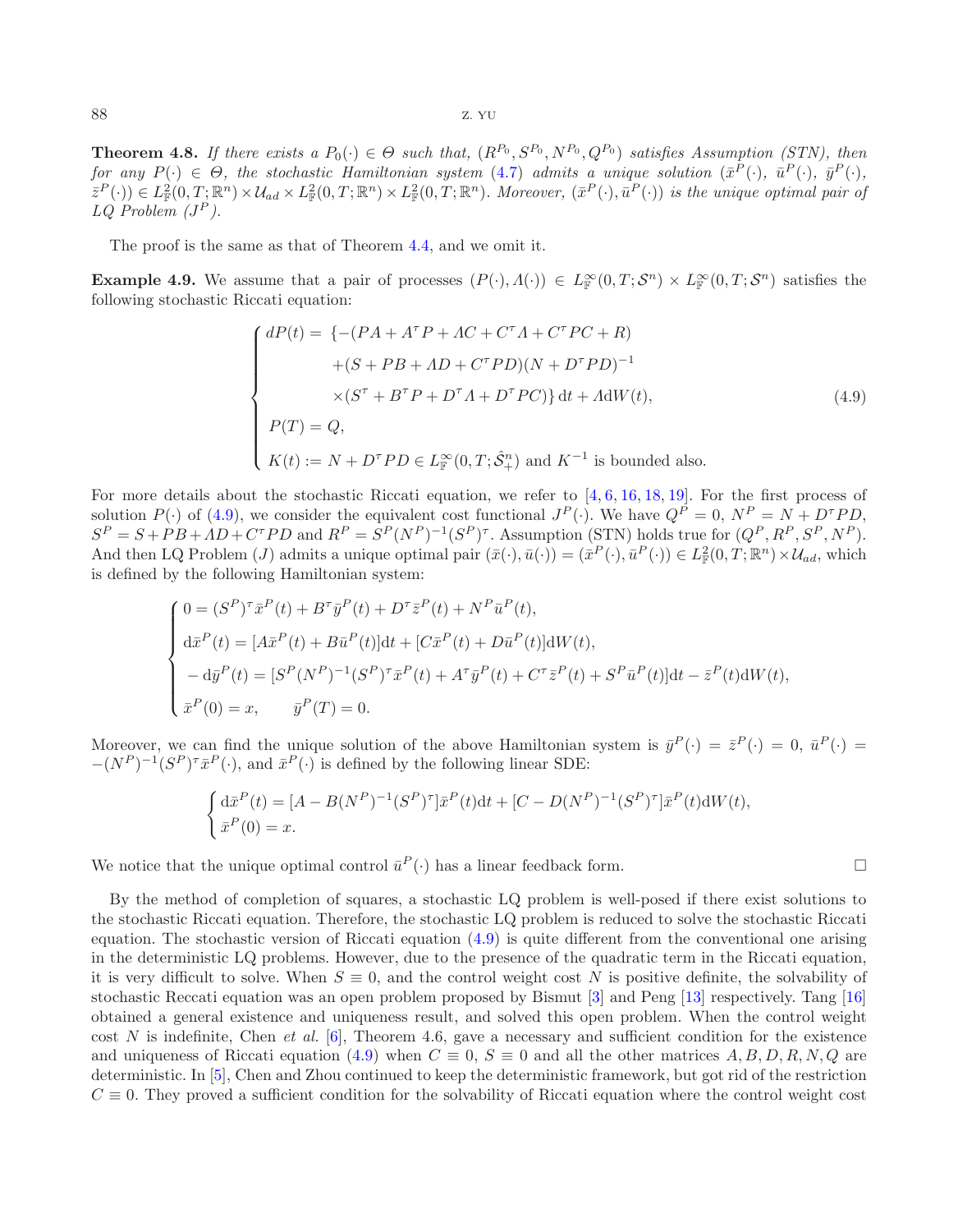**Theorem 4.8.** *If there exists a $P_0(\cdot) \in \Theta$ such that, $(R^{P_0}, S^{P_0}, N^{P_0}, Q^{P_0})$ satisfies Assumption (STN), then for any $P(\cdot) \in \Theta$, the stochastic Hamiltonian system* (4.7) *admits a unique solution $(\bar{x}^P(\cdot),\ \bar{u}^P(\cdot),\ \bar{y}^P(\cdot),\ \bar{z}^P(\cdot)) \in L^2_{\mathbb{F}}(0,T;\mathbb{R}^n) \times \mathcal{U}_{ad} \times L^2_{\mathbb{F}}(0,T;\mathbb{R}^n) \times L^2_{\mathbb{F}}(0,T;\mathbb{R}^n)$. Moreover, $(\bar{x}^P(\cdot), \bar{u}^P(\cdot))$ is the unique optimal pair of LQ Problem $(J^P)$.*

The proof is the same as that of Theorem 4.4, and we omit it.

**Example 4.9.** We assume that a pair of processes $(P(\cdot), \Lambda(\cdot)) \in L^\infty_{\mathbb{F}}(0,T;\mathcal{S}^n) \times L^\infty_{\mathbb{F}}(0,T;\mathcal{S}^n)$ satisfies the following stochastic Riccati equation:

$$
\begin{cases}
dP(t) = \{-(PA + A^\tau P + \Lambda C + C^\tau \Lambda + C^\tau PC + R) \\
\qquad\qquad + (S + PB + \Lambda D + C^\tau PD)(N + D^\tau PD)^{-1} \\
\qquad\qquad \times (S^\tau + B^\tau P + D^\tau \Lambda + D^\tau PC)\}\,\mathrm{d}t + \Lambda \mathrm{d}W(t), \\
P(T) = Q, \\
K(t) := N + D^\tau PD \in L^\infty_{\mathbb{F}}(0,T;\hat{\mathcal{S}}^n_+) \text{ and } K^{-1} \text{ is bounded also.}
\end{cases}
\tag{4.9}
$$

For more details about the stochastic Riccati equation, we refer to [4, 6, 16, 18, 19]. For the first process of solution $P(\cdot)$ of (4.9), we consider the equivalent cost functional $J^P(\cdot)$. We have $Q^P = 0$, $N^P = N + D^\tau PD$, $S^P = S + PB + \Lambda D + C^\tau PD$ and $R^P = S^P(N^P)^{-1}(S^P)^\tau$. Assumption (STN) holds true for $(Q^P, R^P, S^P, N^P)$. And then LQ Problem $(J)$ admits a unique optimal pair $(\bar{x}(\cdot), \bar{u}(\cdot)) = (\bar{x}^P(\cdot), \bar{u}^P(\cdot)) \in L^2_{\mathbb{F}}(0,T;\mathbb{R}^n) \times \mathcal{U}_{ad}$, which is defined by the following Hamiltonian system:

$$
\begin{cases}
0 = (S^P)^\tau \bar{x}^P(t) + B^\tau \bar{y}^P(t) + D^\tau \bar{z}^P(t) + N^P \bar{u}^P(t), \\
\mathrm{d}\bar{x}^P(t) = [A\bar{x}^P(t) + B\bar{u}^P(t)]\mathrm{d}t + [C\bar{x}^P(t) + D\bar{u}^P(t)]\mathrm{d}W(t), \\
-\mathrm{d}\bar{y}^P(t) = [S^P(N^P)^{-1}(S^P)^\tau \bar{x}^P(t) + A^\tau \bar{y}^P(t) + C^\tau \bar{z}^P(t) + S^P \bar{u}^P(t)]\mathrm{d}t - \bar{z}^P(t)\mathrm{d}W(t), \\
\bar{x}^P(0) = x, \qquad \bar{y}^P(T) = 0.
\end{cases}
$$

Moreover, we can find the unique solution of the above Hamiltonian system is $\bar{y}^P(\cdot) = \bar{z}^P(\cdot) = 0$, $\bar{u}^P(\cdot) = -(N^P)^{-1}(S^P)^\tau \bar{x}^P(\cdot)$, and $\bar{x}^P(\cdot)$ is defined by the following linear SDE:

$$
\begin{cases}
\mathrm{d}\bar{x}^P(t) = [A - B(N^P)^{-1}(S^P)^\tau]\bar{x}^P(t)\mathrm{d}t + [C - D(N^P)^{-1}(S^P)^\tau]\bar{x}^P(t)\mathrm{d}W(t), \\
\bar{x}^P(0) = x.
\end{cases}
$$

We notice that the unique optimal control $\bar{u}^P(\cdot)$ has a linear feedback form. $\square$

By the method of completion of squares, a stochastic LQ problem is well-posed if there exist solutions to the stochastic Riccati equation. Therefore, the stochastic LQ problem is reduced to solve the stochastic Riccati equation. The stochastic version of Riccati equation (4.9) is quite different from the conventional one arising in the deterministic LQ problems. However, due to the presence of the quadratic term in the Riccati equation, it is very difficult to solve. When $S \equiv 0$, and the control weight cost $N$ is positive definite, the solvability of stochastic Reccati equation was an open problem proposed by Bismut [3] and Peng [13] respectively. Tang [16] obtained a general existence and uniqueness result, and solved this open problem. When the control weight cost $N$ is indefinite, Chen *et al.* [6], Theorem 4.6, gave a necessary and sufficient condition for the existence and uniqueness of Riccati equation (4.9) when $C \equiv 0$, $S \equiv 0$ and all the other matrices $A, B, D, R, N, Q$ are deterministic. In [5], Chen and Zhou continued to keep the deterministic framework, but got rid of the restriction $C \equiv 0$. They proved a sufficient condition for the solvability of Riccati equation where the control weight cost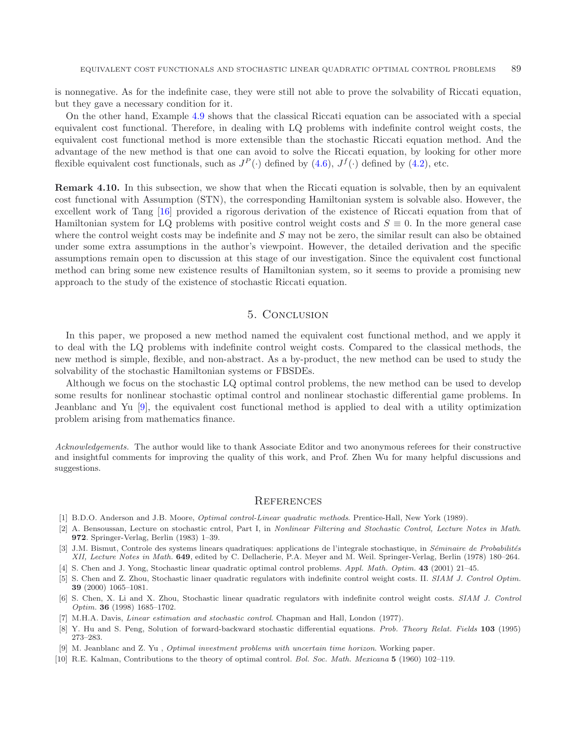is nonnegative. As for the indefinite case, they were still not able to prove the solvability of Riccati equation, but they gave a necessary condition for it.

On the other hand, Example 4.9 shows that the classical Riccati equation can be associated with a special equivalent cost functional. Therefore, in dealing with LQ problems with indefinite control weight costs, the equivalent cost functional method is more extensible than the stochastic Riccati equation method. And the advantage of the new method is that one can avoid to solve the Riccati equation, by looking for other more flexible equivalent cost functionals, such as $J^P(\cdot)$ defined by (4.6), $J^f(\cdot)$ defined by (4.2), etc.

**Remark 4.10.** In this subsection, we show that when the Riccati equation is solvable, then by an equivalent cost functional with Assumption (STN), the corresponding Hamiltonian system is solvable also. However, the excellent work of Tang [16] provided a rigorous derivation of the existence of Riccati equation from that of Hamiltonian system for LQ problems with positive control weight costs and $S \equiv 0$. In the more general case where the control weight costs may be indefinite and $S$ may not be zero, the similar result can also be obtained under some extra assumptions in the author's viewpoint. However, the detailed derivation and the specific assumptions remain open to discussion at this stage of our investigation. Since the equivalent cost functional method can bring some new existence results of Hamiltonian system, so it seems to provide a promising new approach to the study of the existence of stochastic Riccati equation.

## 5. Conclusion

In this paper, we proposed a new method named the equivalent cost functional method, and we apply it to deal with the LQ problems with indefinite control weight costs. Compared to the classical methods, the new method is simple, flexible, and non-abstract. As a by-product, the new method can be used to study the solvability of the stochastic Hamiltonian systems or FBSDEs.

Although we focus on the stochastic LQ optimal control problems, the new method can be used to develop some results for nonlinear stochastic optimal control and nonlinear stochastic differential game problems. In Jeanblanc and Yu [9], the equivalent cost functional method is applied to deal with a utility optimization problem arising from mathematics finance.

*Acknowledgements*. The author would like to thank Associate Editor and two anonymous referees for their constructive and insightful comments for improving the quality of this work, and Prof. Zhen Wu for many helpful discussions and suggestions.

## References

[1] B.D.O. Anderson and J.B. Moore, *Optimal control-Linear quadratic methods*. Prentice-Hall, New York (1989).

[2] A. Bensoussan, Lecture on stochastic cntrol, Part I, in *Nonlinear Filtering and Stochastic Control, Lecture Notes in Math.* **972**. Springer-Verlag, Berlin (1983) 1–39.

[3] J.M. Bismut, Controle des systems linears quadratiques: applications de l'integrale stochastique, in *Séminaire de Probabilités XII, Lecture Notes in Math.* **649**, edited by C. Dellacherie, P.A. Meyer and M. Weil. Springer-Verlag, Berlin (1978) 180–264.

[4] S. Chen and J. Yong, Stochastic linear quadratic optimal control problems. *Appl. Math. Optim.* **43** (2001) 21–45.

[5] S. Chen and Z. Zhou, Stochastic linaer quadratic regulators with indefinite control weight costs. II. *SIAM J. Control Optim.* **39** (2000) 1065–1081.

[6] S. Chen, X. Li and X. Zhou, Stochastic linear quadratic regulators with indefinite control weight costs. *SIAM J. Control Optim.* **36** (1998) 1685–1702.

[7] M.H.A. Davis, *Linear estimation and stochastic control*. Chapman and Hall, London (1977).

[8] Y. Hu and S. Peng, Solution of forward-backward stochastic differential equations. *Prob. Theory Relat. Fields* **103** (1995) 273–283.

[9] M. Jeanblanc and Z. Yu , *Optimal investment problems with uncertain time horizon*. Working paper.

[10] R.E. Kalman, Contributions to the theory of optimal control. *Bol. Soc. Math. Mexicana* **5** (1960) 102–119.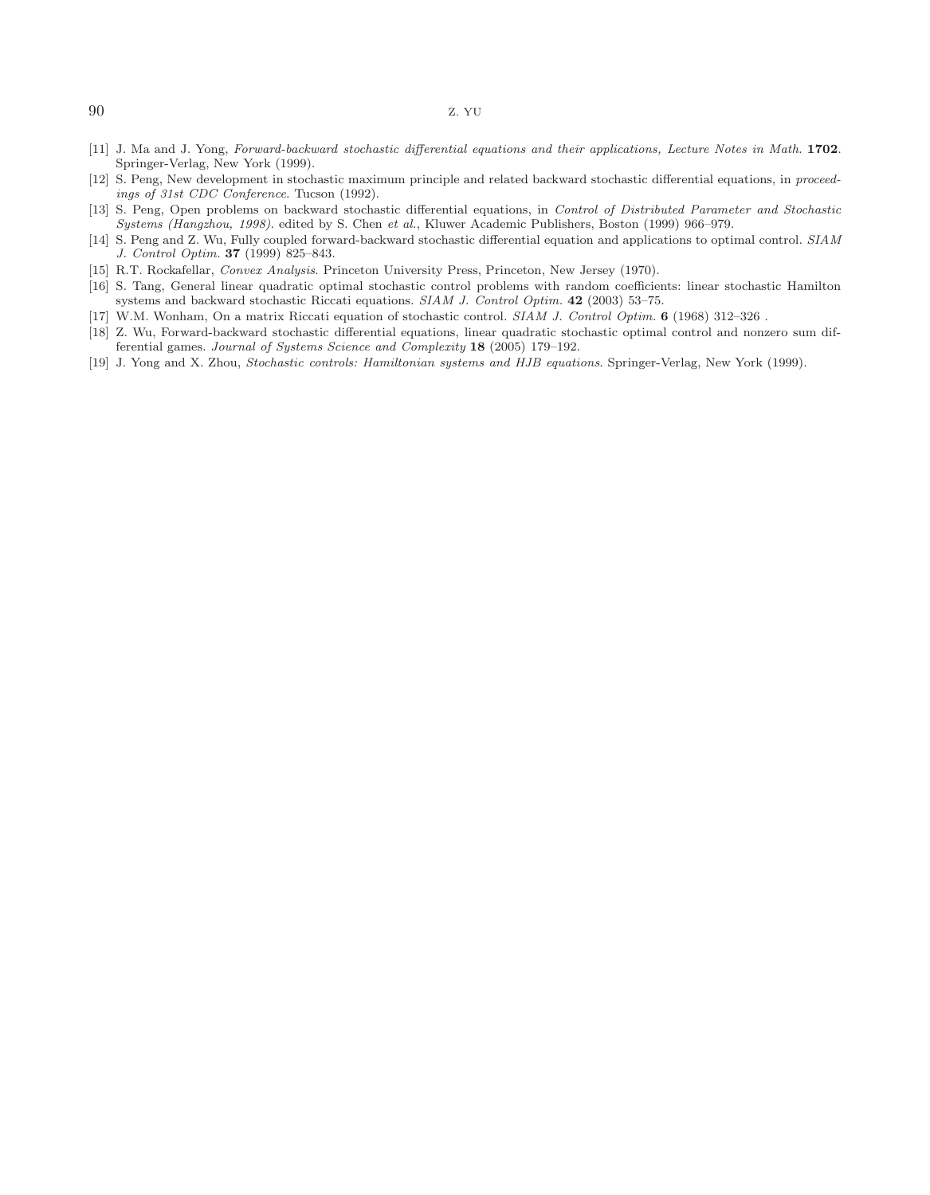[11] J. Ma and J. Yong, *Forward-backward stochastic differential equations and their applications, Lecture Notes in Math.* **1702**. Springer-Verlag, New York (1999).

[12] S. Peng, New development in stochastic maximum principle and related backward stochastic differential equations, in *proceedings of 31st CDC Conference*. Tucson (1992).

[13] S. Peng, Open problems on backward stochastic differential equations, in *Control of Distributed Parameter and Stochastic Systems (Hangzhou, 1998)*. edited by S. Chen *et al.*, Kluwer Academic Publishers, Boston (1999) 966–979.

[14] S. Peng and Z. Wu, Fully coupled forward-backward stochastic differential equation and applications to optimal control. *SIAM J. Control Optim.* **37** (1999) 825–843.

[15] R.T. Rockafellar, *Convex Analysis*. Princeton University Press, Princeton, New Jersey (1970).

[16] S. Tang, General linear quadratic optimal stochastic control problems with random coefficients: linear stochastic Hamilton systems and backward stochastic Riccati equations. *SIAM J. Control Optim.* **42** (2003) 53–75.

[17] W.M. Wonham, On a matrix Riccati equation of stochastic control. *SIAM J. Control Optim.* **6** (1968) 312–326 .

[18] Z. Wu, Forward-backward stochastic differential equations, linear quadratic stochastic optimal control and nonzero sum differential games. *Journal of Systems Science and Complexity* **18** (2005) 179–192.

[19] J. Yong and X. Zhou, *Stochastic controls: Hamiltonian systems and HJB equations*. Springer-Verlag, New York (1999).